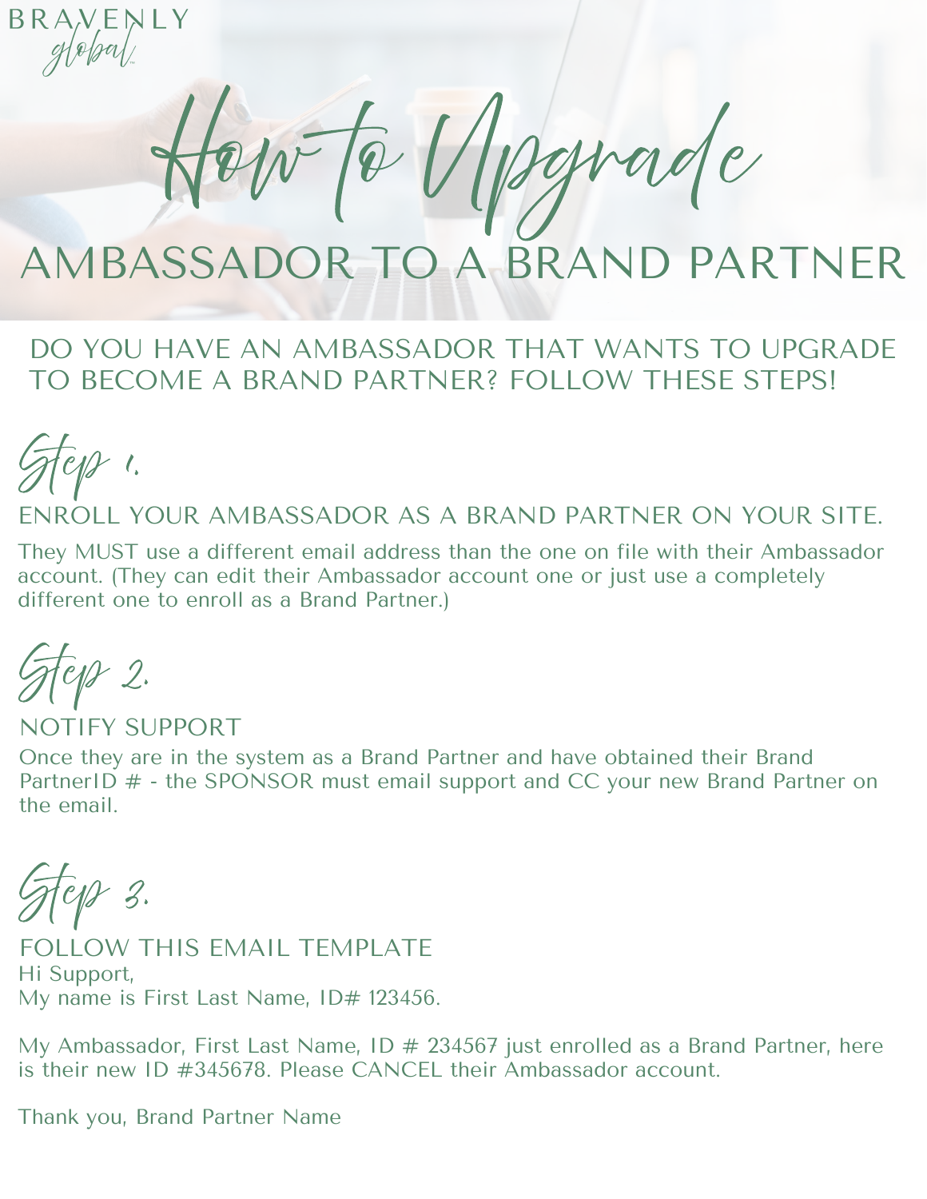BRAVENLY
global

# How to Upgrade

## AMBASSADOR TO A BRAND PARTNER

DO YOU HAVE AN AMBASSADOR THAT WANTS TO UPGRADE TO BECOME A BRAND PARTNER? FOLLOW THESE STEPS!

### Step 1.

ENROLL YOUR AMBASSADOR AS A BRAND PARTNER ON YOUR SITE.

They MUST use a different email address than the one on file with their Ambassador account. (They can edit their Ambassador account one or just use a completely different one to enroll as a Brand Partner.)

### Step 2.

NOTIFY SUPPORT

Once they are in the system as a Brand Partner and have obtained their Brand PartnerID # - the SPONSOR must email support and CC your new Brand Partner on the email.

### Step 3.

FOLLOW THIS EMAIL TEMPLATE

Hi Support,
My name is First Last Name, ID# 123456.

My Ambassador, First Last Name, ID # 234567 just enrolled as a Brand Partner, here is their new ID #345678. Please CANCEL their Ambassador account.

Thank you, Brand Partner Name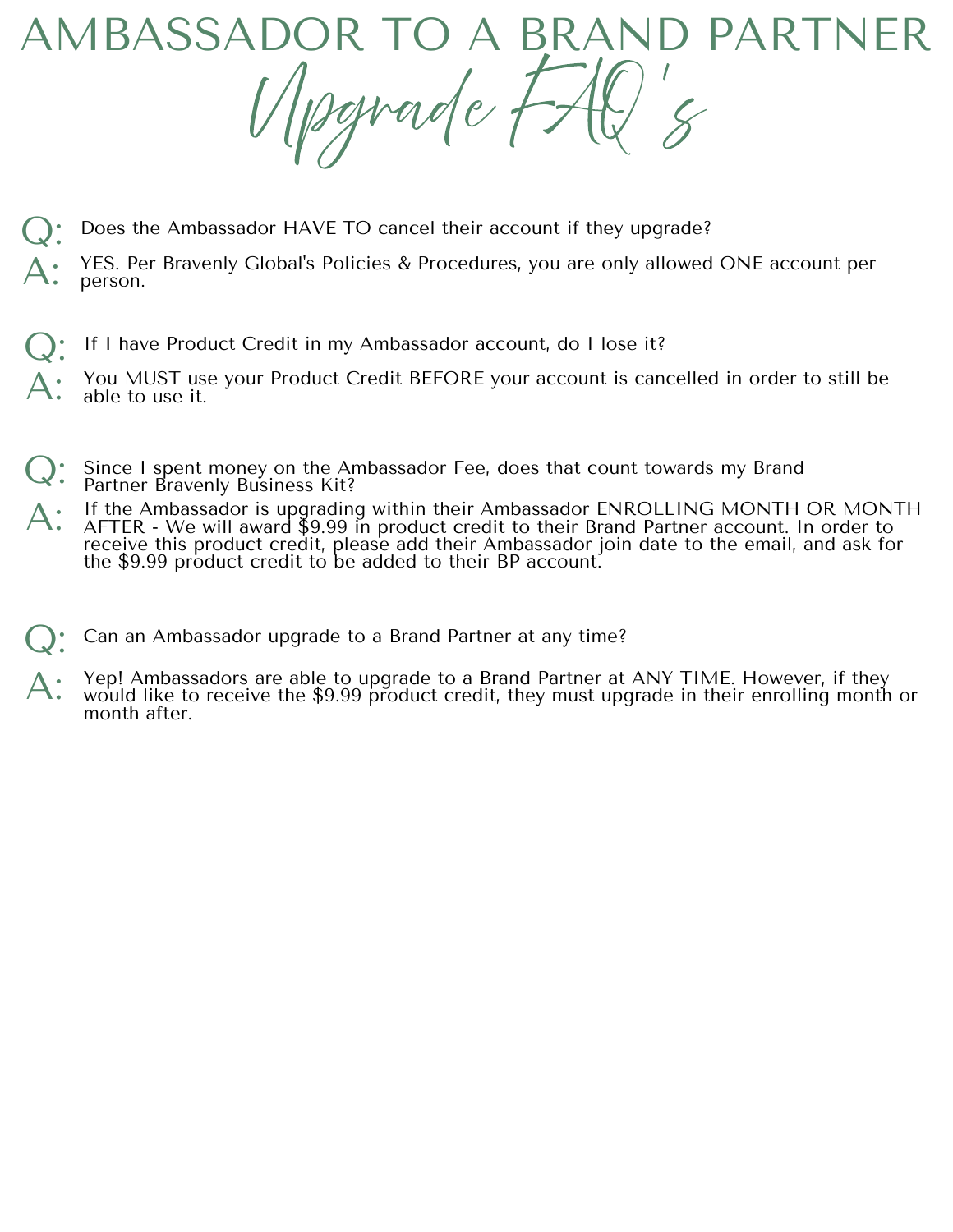# AMBASSADOR TO A BRAND PARTNER

## Upgrade FAQ's

**Q:** Does the Ambassador HAVE TO cancel their account if they upgrade?

**A:** YES. Per Bravenly Global's Policies & Procedures, you are only allowed ONE account per person.

**Q:** If I have Product Credit in my Ambassador account, do I lose it?

**A:** You MUST use your Product Credit BEFORE your account is cancelled in order to still be able to use it.

**Q:** Since I spent money on the Ambassador Fee, does that count towards my Brand Partner Bravenly Business Kit?

**A:** If the Ambassador is upgrading within their Ambassador ENROLLING MONTH OR MONTH AFTER - We will award $9.99 in product credit to their Brand Partner account. In order to receive this product credit, please add their Ambassador join date to the email, and ask for the $9.99 product credit to be added to their BP account.

**Q:** Can an Ambassador upgrade to a Brand Partner at any time?

**A:** Yep! Ambassadors are able to upgrade to a Brand Partner at ANY TIME. However, if they would like to receive the $9.99 product credit, they must upgrade in their enrolling month or month after.